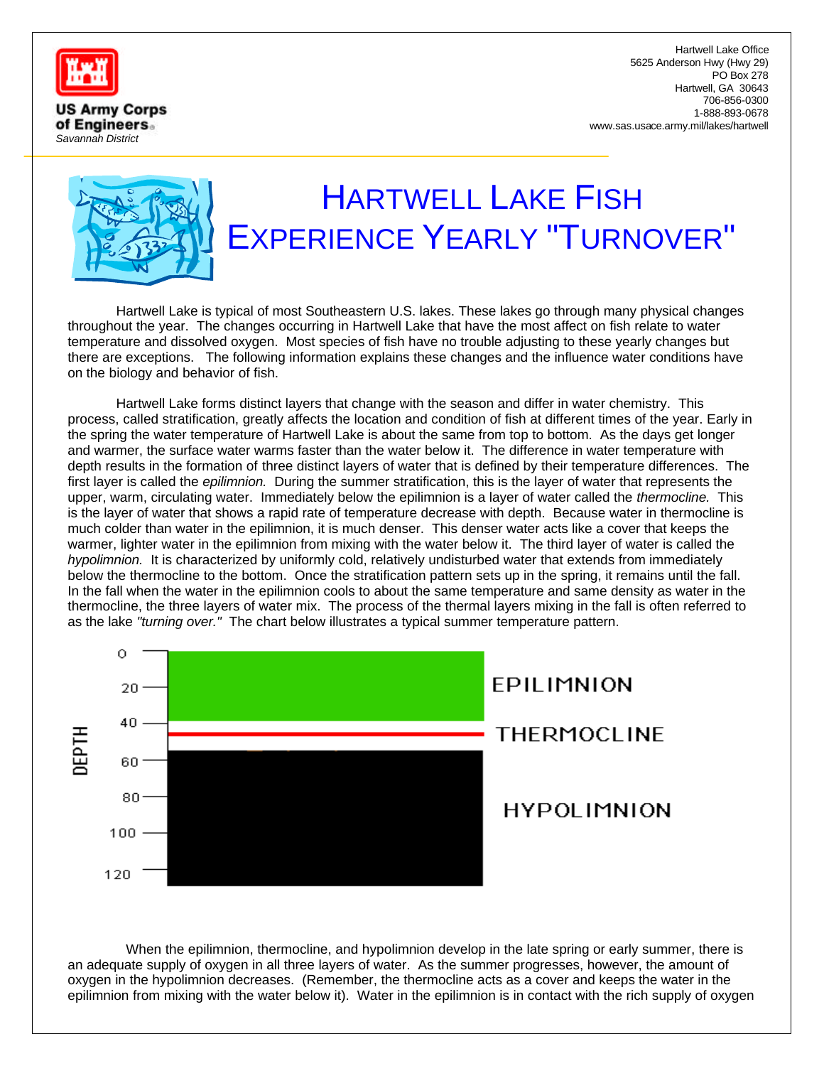US Army Corps of Engineers
*Savannah District*

Hartwell Lake Office
5625 Anderson Hwy (Hwy 29)
PO Box 278
Hartwell, GA 30643
706-856-0300
1-888-893-0678
www.sas.usace.army.mil/lakes/hartwell

# HARTWELL LAKE FISH EXPERIENCE YEARLY "TURNOVER"

Hartwell Lake is typical of most Southeastern U.S. lakes. These lakes go through many physical changes throughout the year. The changes occurring in Hartwell Lake that have the most affect on fish relate to water temperature and dissolved oxygen. Most species of fish have no trouble adjusting to these yearly changes but there are exceptions. The following information explains these changes and the influence water conditions have on the biology and behavior of fish.

Hartwell Lake forms distinct layers that change with the season and differ in water chemistry. This process, called stratification, greatly affects the location and condition of fish at different times of the year. Early in the spring the water temperature of Hartwell Lake is about the same from top to bottom. As the days get longer and warmer, the surface water warms faster than the water below it. The difference in water temperature with depth results in the formation of three distinct layers of water that is defined by their temperature differences. The first layer is called the *epilimnion.* During the summer stratification, this is the layer of water that represents the upper, warm, circulating water. Immediately below the epilimnion is a layer of water called the *thermocline.* This is the layer of water that shows a rapid rate of temperature decrease with depth. Because water in thermocline is much colder than water in the epilimnion, it is much denser. This denser water acts like a cover that keeps the warmer, lighter water in the epilimnion from mixing with the water below it. The third layer of water is called the *hypolimnion.* It is characterized by uniformly cold, relatively undisturbed water that extends from immediately below the thermocline to the bottom. Once the stratification pattern sets up in the spring, it remains until the fall. In the fall when the water in the epilimnion cools to about the same temperature and same density as water in the thermocline, the three layers of water mix. The process of the thermal layers mixing in the fall is often referred to as the lake *"turning over."* The chart below illustrates a typical summer temperature pattern.

DEPTH: 0, 20, 40, 60, 80, 100, 120

EPILIMNION

THERMOCLINE

HYPOLIMNION

When the epilimnion, thermocline, and hypolimnion develop in the late spring or early summer, there is an adequate supply of oxygen in all three layers of water. As the summer progresses, however, the amount of oxygen in the hypolimnion decreases. (Remember, the thermocline acts as a cover and keeps the water in the epilimnion from mixing with the water below it). Water in the epilimnion is in contact with the rich supply of oxygen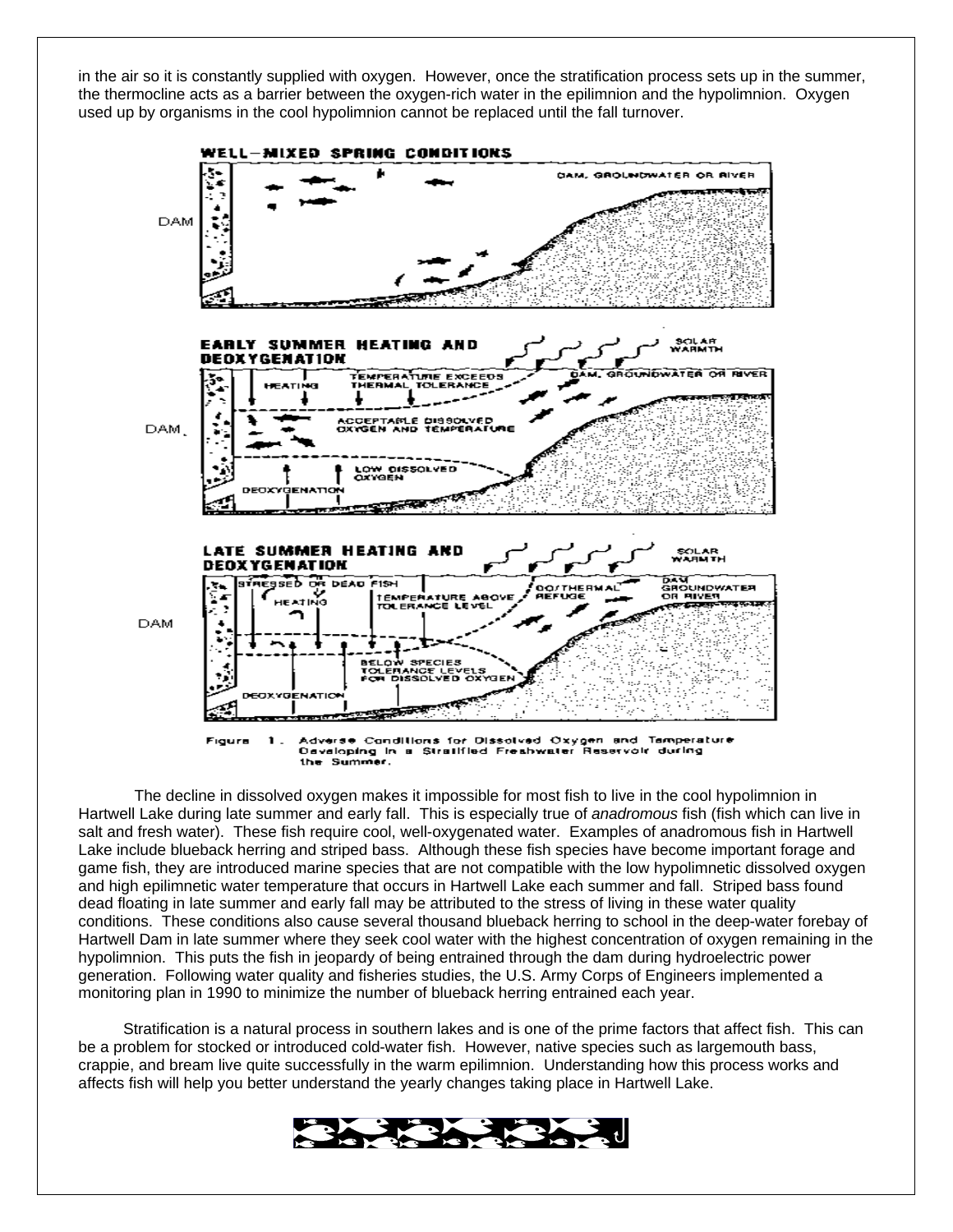in the air so it is constantly supplied with oxygen. However, once the stratification process sets up in the summer, the thermocline acts as a barrier between the oxygen-rich water in the epilimnion and the hypolimnion. Oxygen used up by organisms in the cool hypolimnion cannot be replaced until the fall turnover.

WELL-MIXED SPRING CONDITIONS

DAM

DAM, GROUNDWATER OR RIVER

EARLY SUMMER HEATING AND DEOXYGENATION

SOLAR WARMTH

DAM

HEATING

TEMPERATURE EXCEEDS THERMAL TOLERANCE

DAM, GROUNDWATER OR RIVER

ACCEPTABLE DISSOLVED OXYGEN AND TEMPERATURE

LOW DISSOLVED OXYGEN

DEOXYGENATION

LATE SUMMER HEATING AND DEOXYGENATION

SOLAR WARMTH

DAM

STRESSED OR DEAD FISH

HEATING

TEMPERATURE ABOVE TOLERANCE LEVEL

DO/THERMAL REFUGE

DAM GROUNDWATER OR RIVER

BELOW SPECIES TOLERANCE LEVELS FOR DISSOLVED OXYGEN

DEOXYGENATION

Figure 1. Adverse Conditions for Dissolved Oxygen and Temperature Developing in a Stratified Freshwater Reservoir during the Summer.

The decline in dissolved oxygen makes it impossible for most fish to live in the cool hypolimnion in Hartwell Lake during late summer and early fall. This is especially true of *anadromous* fish (fish which can live in salt and fresh water). These fish require cool, well-oxygenated water. Examples of anadromous fish in Hartwell Lake include blueback herring and striped bass. Although these fish species have become important forage and game fish, they are introduced marine species that are not compatible with the low hypolimnetic dissolved oxygen and high epilimnetic water temperature that occurs in Hartwell Lake each summer and fall. Striped bass found dead floating in late summer and early fall may be attributed to the stress of living in these water quality conditions. These conditions also cause several thousand blueback herring to school in the deep-water forebay of Hartwell Dam in late summer where they seek cool water with the highest concentration of oxygen remaining in the hypolimnion. This puts the fish in jeopardy of being entrained through the dam during hydroelectric power generation. Following water quality and fisheries studies, the U.S. Army Corps of Engineers implemented a monitoring plan in 1990 to minimize the number of blueback herring entrained each year.

Stratification is a natural process in southern lakes and is one of the prime factors that affect fish. This can be a problem for stocked or introduced cold-water fish. However, native species such as largemouth bass, crappie, and bream live quite successfully in the warm epilimnion. Understanding how this process works and affects fish will help you better understand the yearly changes taking place in Hartwell Lake.